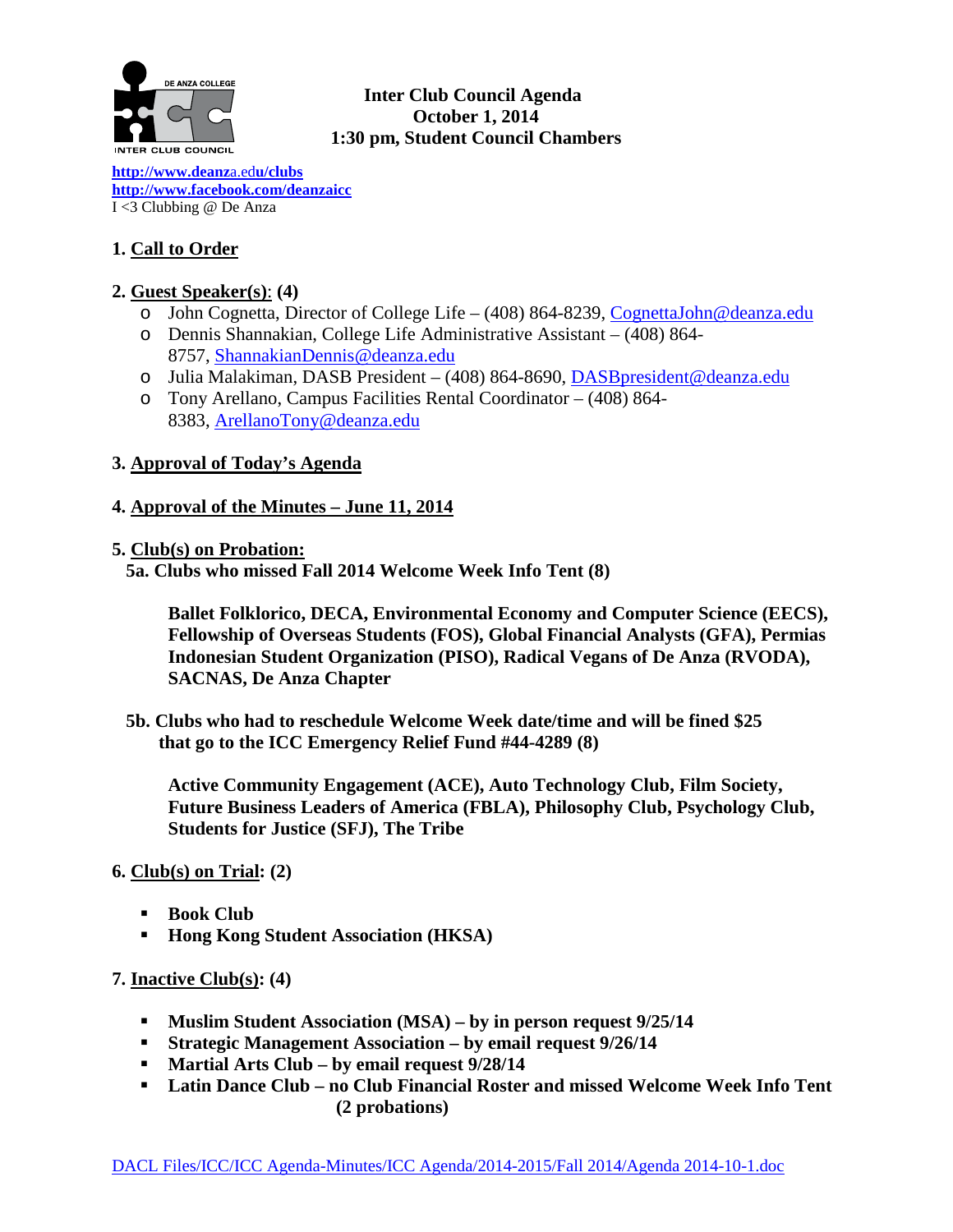# Inter Club Council Agenda
## October 1, 2014
## 1:30 pm, Student Council Chambers

**http://www.deanza.edu/clubs**
**http://www.facebook.com/deanzaicc**
I <3 Clubbing @ De Anza

**1. Call to Order**

**2. Guest Speaker(s): (4)**

- John Cognetta, Director of College Life – (408) 864-8239, CognettaJohn@deanza.edu
- Dennis Shannakian, College Life Administrative Assistant – (408) 864-8757, ShannakianDennis@deanza.edu
- Julia Malakiman, DASB President – (408) 864-8690, DASBpresident@deanza.edu
- Tony Arellano, Campus Facilities Rental Coordinator – (408) 864-8383, ArellanoTony@deanza.edu

**3. Approval of Today's Agenda**

**4. Approval of the Minutes – June 11, 2014**

**5. Club(s) on Probation:**

**5a. Clubs who missed Fall 2014 Welcome Week Info Tent (8)**

**Ballet Folklorico, DECA, Environmental Economy and Computer Science (EECS), Fellowship of Overseas Students (FOS), Global Financial Analysts (GFA), Permias Indonesian Student Organization (PISO), Radical Vegans of De Anza (RVODA), SACNAS, De Anza Chapter**

**5b. Clubs who had to reschedule Welcome Week date/time and will be fined $25 that go to the ICC Emergency Relief Fund #44-4289 (8)**

**Active Community Engagement (ACE), Auto Technology Club, Film Society, Future Business Leaders of America (FBLA), Philosophy Club, Psychology Club, Students for Justice (SFJ), The Tribe**

**6. Club(s) on Trial: (2)**

- **Book Club**
- **Hong Kong Student Association (HKSA)**

**7. Inactive Club(s): (4)**

- **Muslim Student Association (MSA) – by in person request 9/25/14**
- **Strategic Management Association – by email request 9/26/14**
- **Martial Arts Club – by email request 9/28/14**
- **Latin Dance Club – no Club Financial Roster and missed Welcome Week Info Tent (2 probations)**

DACL Files/ICC/ICC Agenda-Minutes/ICC Agenda/2014-2015/Fall 2014/Agenda 2014-10-1.doc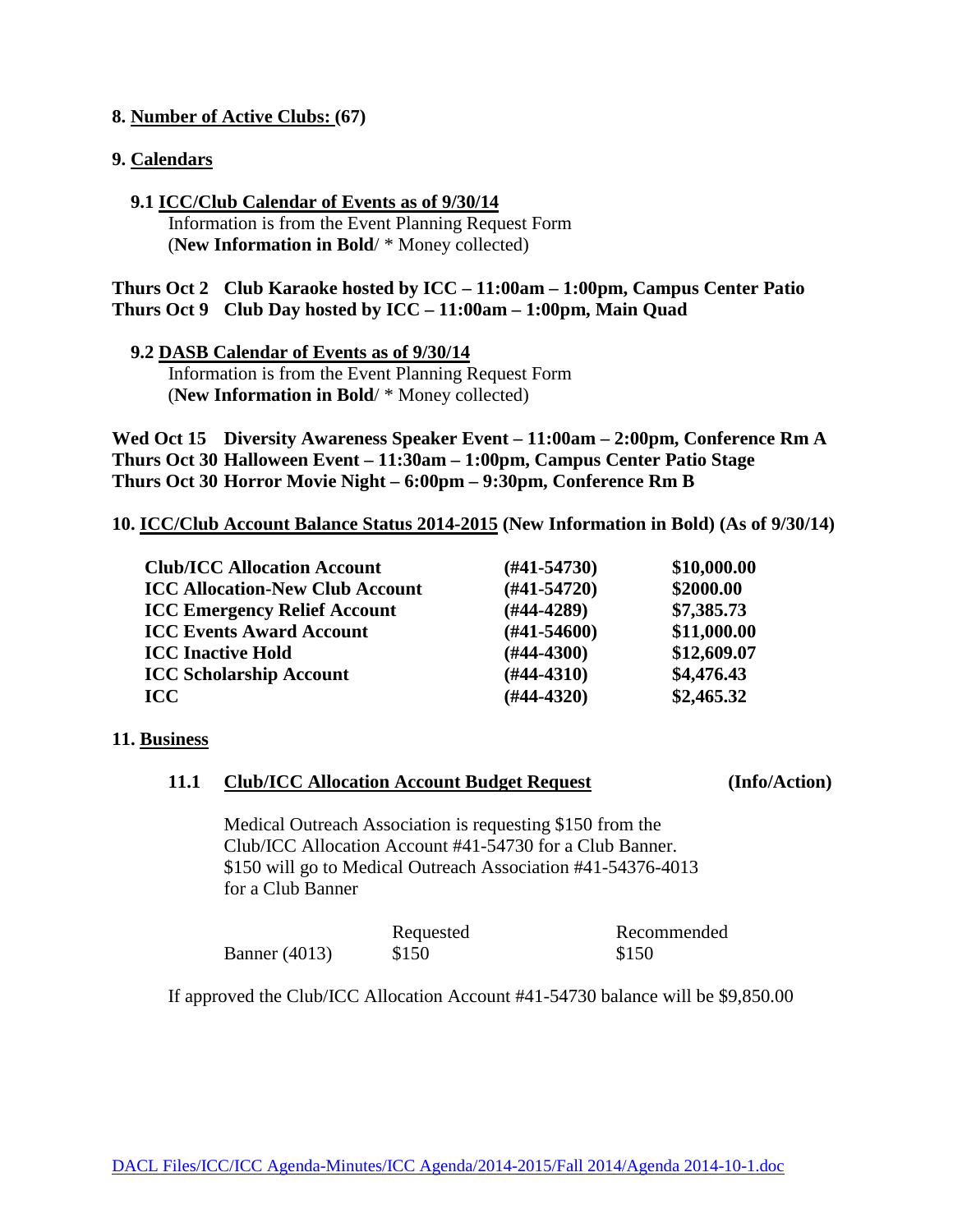**8. Number of Active Clubs: (67)**

**9. Calendars**

**9.1 ICC/Club Calendar of Events as of 9/30/14**

Information is from the Event Planning Request Form
(**New Information in Bold**/ * Money collected)

**Thurs Oct 2 Club Karaoke hosted by ICC – 11:00am – 1:00pm, Campus Center Patio**
**Thurs Oct 9 Club Day hosted by ICC – 11:00am – 1:00pm, Main Quad**

**9.2 DASB Calendar of Events as of 9/30/14**

Information is from the Event Planning Request Form
(**New Information in Bold**/ * Money collected)

**Wed Oct 15 Diversity Awareness Speaker Event – 11:00am – 2:00pm, Conference Rm A**
**Thurs Oct 30 Halloween Event – 11:30am – 1:00pm, Campus Center Patio Stage**
**Thurs Oct 30 Horror Movie Night – 6:00pm – 9:30pm, Conference Rm B**

**10. ICC/Club Account Balance Status 2014-2015 (New Information in Bold) (As of 9/30/14)**

| | | |
|---|---|---|
| **Club/ICC Allocation Account** | **(#41-54730)** | **$10,000.00** |
| **ICC Allocation-New Club Account** | **(#41-54720)** | **$2000.00** |
| **ICC Emergency Relief Account** | **(#44-4289)** | **$7,385.73** |
| **ICC Events Award Account** | **(#41-54600)** | **$11,000.00** |
| **ICC Inactive Hold** | **(#44-4300)** | **$12,609.07** |
| **ICC Scholarship Account** | **(#44-4310)** | **$4,476.43** |
| **ICC** | **(#44-4320)** | **$2,465.32** |

**11. Business**

**11.1 Club/ICC Allocation Account Budget Request (Info/Action)**

Medical Outreach Association is requesting $150 from the Club/ICC Allocation Account #41-54730 for a Club Banner. $150 will go to Medical Outreach Association #41-54376-4013 for a Club Banner

| | Requested | Recommended |
|---|---|---|
| Banner (4013) | $150 | $150 |

If approved the Club/ICC Allocation Account #41-54730 balance will be $9,850.00

DACL Files/ICC/ICC Agenda-Minutes/ICC Agenda/2014-2015/Fall 2014/Agenda 2014-10-1.doc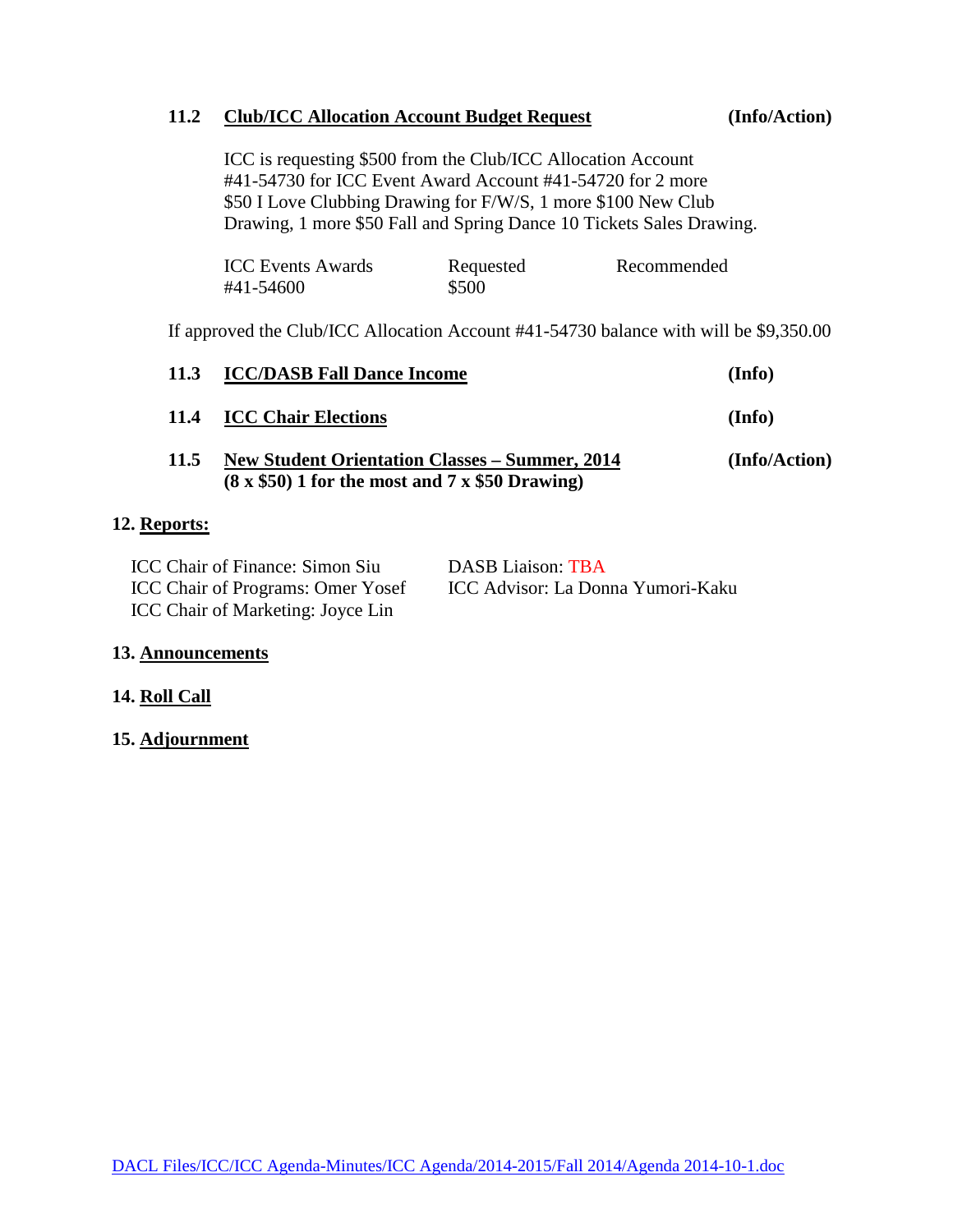**11.2 <u>Club/ICC Allocation Account Budget Request</u>** **(Info/Action)**

ICC is requesting $500 from the Club/ICC Allocation Account #41-54730 for ICC Event Award Account #41-54720 for 2 more $50 I Love Clubbing Drawing for F/W/S, 1 more $100 New Club Drawing, 1 more $50 Fall and Spring Dance 10 Tickets Sales Drawing.

| | | |
|---|---|---|
| ICC Events Awards #41-54600 | Requested $500 | Recommended |

If approved the Club/ICC Allocation Account #41-54730 balance with will be $9,350.00

**11.3 <u>ICC/DASB Fall Dance Income</u>** **(Info)**

**11.4 <u>ICC Chair Elections</u>** **(Info)**

**11.5 <u>New Student Orientation Classes – Summer, 2014</u>** **(Info/Action)**
**(8 x $50) 1 for the most and 7 x $50 Drawing)**

## 12. <u>Reports:</u>

ICC Chair of Finance: Simon Siu
ICC Chair of Programs: Omer Yosef
ICC Chair of Marketing: Joyce Lin
DASB Liaison: TBA
ICC Advisor: La Donna Yumori-Kaku

## 13. <u>Announcements</u>

## 14. <u>Roll Call</u>

## 15. <u>Adjournment</u>

DACL Files/ICC/ICC Agenda-Minutes/ICC Agenda/2014-2015/Fall 2014/Agenda 2014-10-1.doc